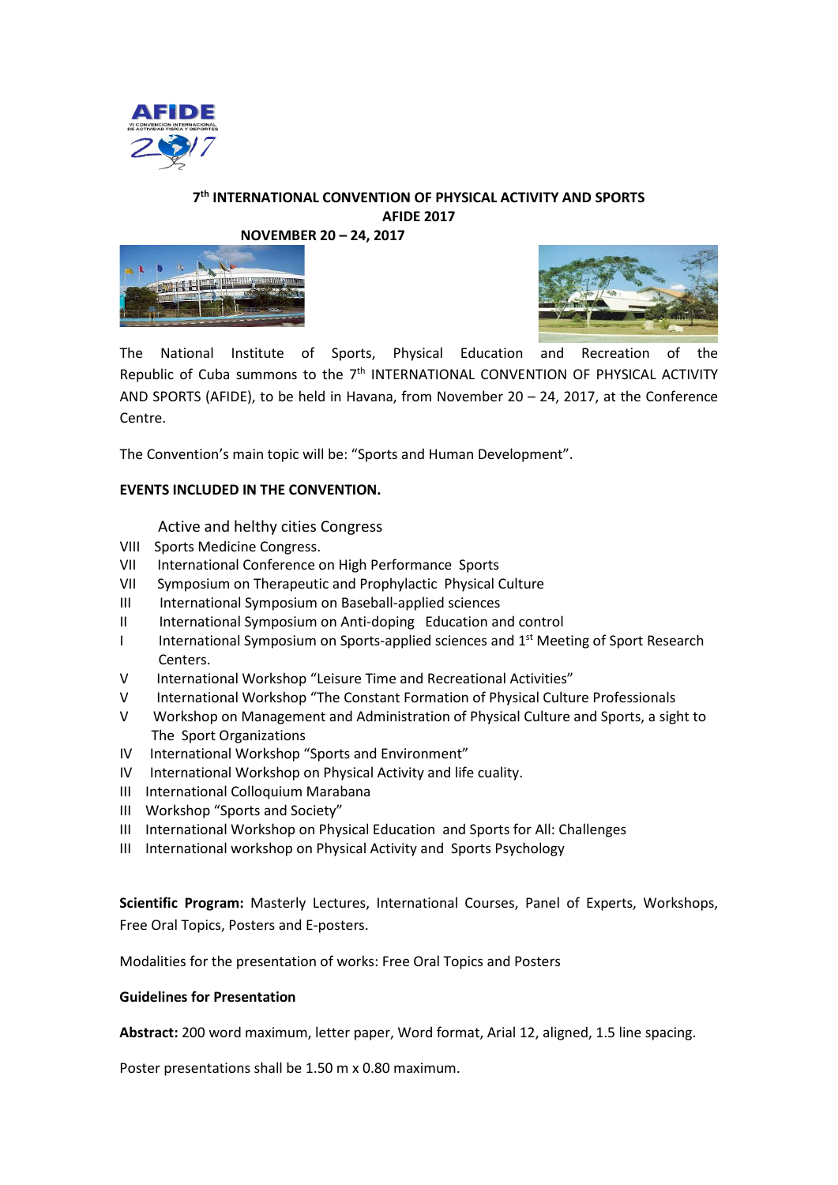# 7th INTERNATIONAL CONVENTION OF PHYSICAL ACTIVITY AND SPORTS AFIDE 2017

**NOVEMBER 20 – 24, 2017**

The National Institute of Sports, Physical Education and Recreation of the Republic of Cuba summons to the 7th INTERNATIONAL CONVENTION OF PHYSICAL ACTIVITY AND SPORTS (AFIDE), to be held in Havana, from November 20 – 24, 2017, at the Conference Centre.

The Convention's main topic will be: "Sports and Human Development".

**EVENTS INCLUDED IN THE CONVENTION.**

- Active and helthy cities Congress
- VIII Sports Medicine Congress.
- VII International Conference on High Performance Sports
- VII Symposium on Therapeutic and Prophylactic Physical Culture
- III International Symposium on Baseball-applied sciences
- II International Symposium on Anti-doping Education and control
- I International Symposium on Sports-applied sciences and 1st Meeting of Sport Research Centers.
- V International Workshop "Leisure Time and Recreational Activities"
- V International Workshop "The Constant Formation of Physical Culture Professionals
- V Workshop on Management and Administration of Physical Culture and Sports, a sight to The Sport Organizations
- IV International Workshop "Sports and Environment"
- IV International Workshop on Physical Activity and life cuality.
- III International Colloquium Marabana
- III Workshop "Sports and Society"
- III International Workshop on Physical Education and Sports for All: Challenges
- III International workshop on Physical Activity and Sports Psychology

**Scientific Program:** Masterly Lectures, International Courses, Panel of Experts, Workshops, Free Oral Topics, Posters and E-posters.

Modalities for the presentation of works: Free Oral Topics and Posters

**Guidelines for Presentation**

**Abstract:** 200 word maximum, letter paper, Word format, Arial 12, aligned, 1.5 line spacing.

Poster presentations shall be 1.50 m x 0.80 maximum.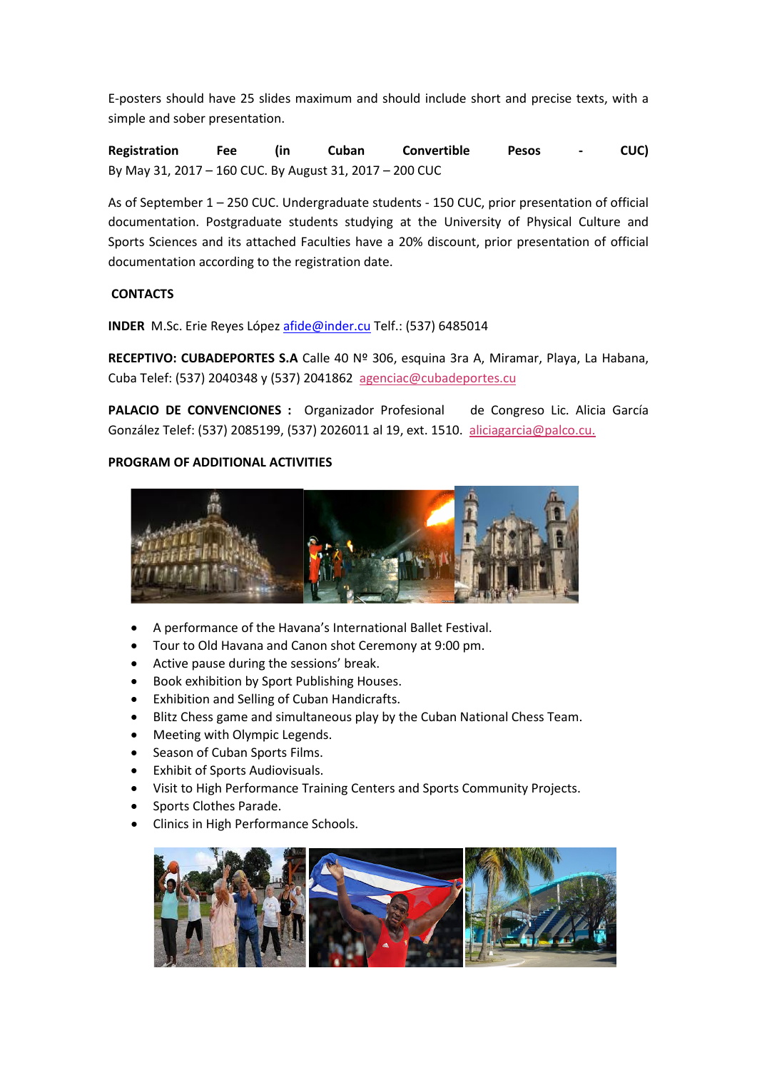E-posters should have 25 slides maximum and should include short and precise texts, with a simple and sober presentation.

**Registration Fee (in Cuban Convertible Pesos - CUC)**
By May 31, 2017 – 160 CUC. By August 31, 2017 – 200 CUC

As of September 1 – 250 CUC. Undergraduate students - 150 CUC, prior presentation of official documentation. Postgraduate students studying at the University of Physical Culture and Sports Sciences and its attached Faculties have a 20% discount, prior presentation of official documentation according to the registration date.

**CONTACTS**

**INDER** M.Sc. Erie Reyes López afide@inder.cu Telf.: (537) 6485014

**RECEPTIVO: CUBADEPORTES S.A** Calle 40 Nº 306, esquina 3ra A, Miramar, Playa, La Habana, Cuba Telef: (537) 2040348 y (537) 2041862 agenciac@cubadeportes.cu

**PALACIO DE CONVENCIONES :** Organizador Profesional de Congreso Lic. Alicia García González Telef: (537) 2085199, (537) 2026011 al 19, ext. 1510. aliciagarcia@palco.cu.

**PROGRAM OF ADDITIONAL ACTIVITIES**

- A performance of the Havana's International Ballet Festival.
- Tour to Old Havana and Canon shot Ceremony at 9:00 pm.
- Active pause during the sessions' break.
- Book exhibition by Sport Publishing Houses.
- Exhibition and Selling of Cuban Handicrafts.
- Blitz Chess game and simultaneous play by the Cuban National Chess Team.
- Meeting with Olympic Legends.
- Season of Cuban Sports Films.
- Exhibit of Sports Audiovisuals.
- Visit to High Performance Training Centers and Sports Community Projects.
- Sports Clothes Parade.
- Clinics in High Performance Schools.